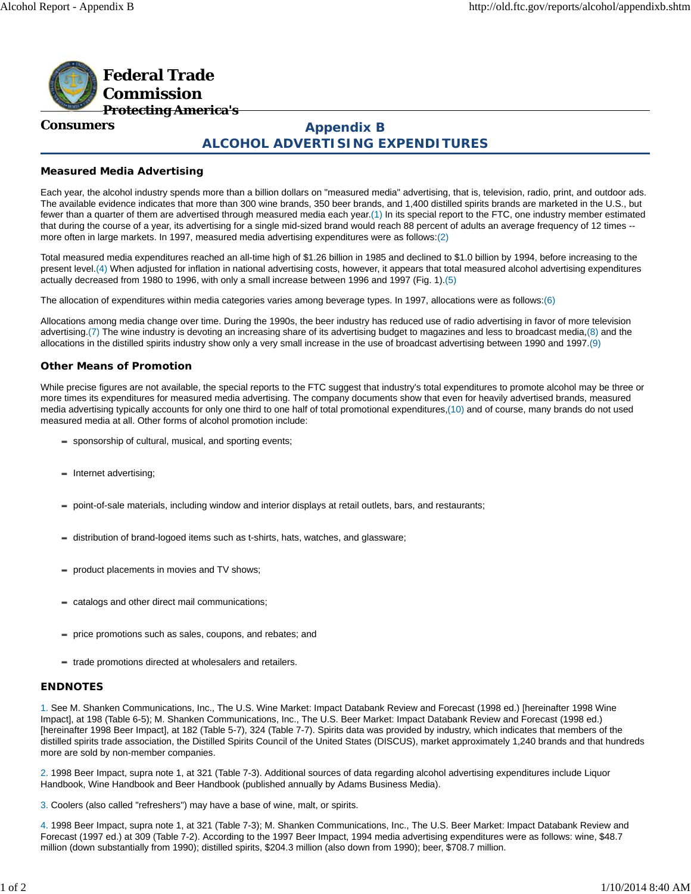Federal Trade Commission
Protecting America's Consumers

# Appendix B
# ALCOHOL ADVERTISING EXPENDITURES

### Measured Media Advertising

Each year, the alcohol industry spends more than a billion dollars on "measured media" advertising, that is, television, radio, print, and outdoor ads. The available evidence indicates that more than 300 wine brands, 350 beer brands, and 1,400 distilled spirits brands are marketed in the U.S., but fewer than a quarter of them are advertised through measured media each year.(1) In its special report to the FTC, one industry member estimated that during the course of a year, its advertising for a single mid-sized brand would reach 88 percent of adults an average frequency of 12 times -- more often in large markets. In 1997, measured media advertising expenditures were as follows:(2)

Total measured media expenditures reached an all-time high of $1.26 billion in 1985 and declined to $1.0 billion by 1994, before increasing to the present level.(4) When adjusted for inflation in national advertising costs, however, it appears that total measured alcohol advertising expenditures actually decreased from 1980 to 1996, with only a small increase between 1996 and 1997 (Fig. 1).(5)

The allocation of expenditures within media categories varies among beverage types. In 1997, allocations were as follows:(6)

Allocations among media change over time. During the 1990s, the beer industry has reduced use of radio advertising in favor of more television advertising.(7) The wine industry is devoting an increasing share of its advertising budget to magazines and less to broadcast media,(8) and the allocations in the distilled spirits industry show only a very small increase in the use of broadcast advertising between 1990 and 1997.(9)

### Other Means of Promotion

While precise figures are not available, the special reports to the FTC suggest that industry's total expenditures to promote alcohol may be three or more times its expenditures for measured media advertising. The company documents show that even for heavily advertised brands, measured media advertising typically accounts for only one third to one half of total promotional expenditures,(10) and of course, many brands do not used measured media at all. Other forms of alcohol promotion include:

- sponsorship of cultural, musical, and sporting events;
- Internet advertising;
- point-of-sale materials, including window and interior displays at retail outlets, bars, and restaurants;
- distribution of brand-logoed items such as t-shirts, hats, watches, and glassware;
- product placements in movies and TV shows;
- catalogs and other direct mail communications;
- price promotions such as sales, coupons, and rebates; and
- trade promotions directed at wholesalers and retailers.

### ENDNOTES

1. See M. Shanken Communications, Inc., The U.S. Wine Market: Impact Databank Review and Forecast (1998 ed.) [hereinafter 1998 Wine Impact], at 198 (Table 6-5); M. Shanken Communications, Inc., The U.S. Beer Market: Impact Databank Review and Forecast (1998 ed.) [hereinafter 1998 Beer Impact], at 182 (Table 5-7), 324 (Table 7-7). Spirits data was provided by industry, which indicates that members of the distilled spirits trade association, the Distilled Spirits Council of the United States (DISCUS), market approximately 1,240 brands and that hundreds more are sold by non-member companies.

2. 1998 Beer Impact, supra note 1, at 321 (Table 7-3). Additional sources of data regarding alcohol advertising expenditures include Liquor Handbook, Wine Handbook and Beer Handbook (published annually by Adams Business Media).

3. Coolers (also called "refreshers") may have a base of wine, malt, or spirits.

4. 1998 Beer Impact, supra note 1, at 321 (Table 7-3); M. Shanken Communications, Inc., The U.S. Beer Market: Impact Databank Review and Forecast (1997 ed.) at 309 (Table 7-2). According to the 1997 Beer Impact, 1994 media advertising expenditures were as follows: wine, $48.7 million (down substantially from 1990); distilled spirits, $204.3 million (also down from 1990); beer, $708.7 million.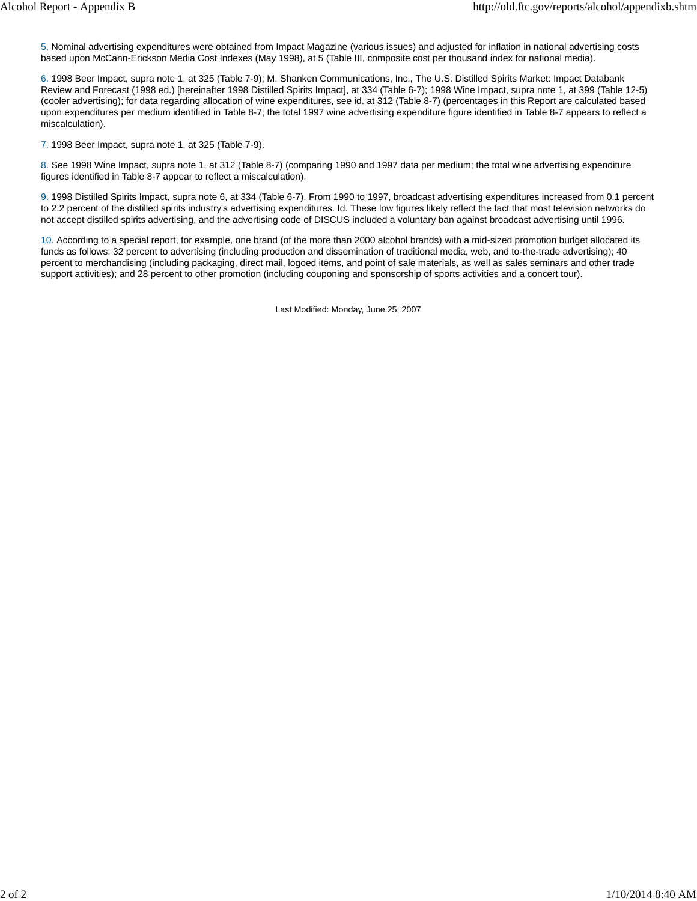5. Nominal advertising expenditures were obtained from Impact Magazine (various issues) and adjusted for inflation in national advertising costs based upon McCann-Erickson Media Cost Indexes (May 1998), at 5 (Table III, composite cost per thousand index for national media).

6. 1998 Beer Impact, supra note 1, at 325 (Table 7-9); M. Shanken Communications, Inc., The U.S. Distilled Spirits Market: Impact Databank Review and Forecast (1998 ed.) [hereinafter 1998 Distilled Spirits Impact], at 334 (Table 6-7); 1998 Wine Impact, supra note 1, at 399 (Table 12-5) (cooler advertising); for data regarding allocation of wine expenditures, see id. at 312 (Table 8-7) (percentages in this Report are calculated based upon expenditures per medium identified in Table 8-7; the total 1997 wine advertising expenditure figure identified in Table 8-7 appears to reflect a miscalculation).

7. 1998 Beer Impact, supra note 1, at 325 (Table 7-9).

8. See 1998 Wine Impact, supra note 1, at 312 (Table 8-7) (comparing 1990 and 1997 data per medium; the total wine advertising expenditure figures identified in Table 8-7 appear to reflect a miscalculation).

9. 1998 Distilled Spirits Impact, supra note 6, at 334 (Table 6-7). From 1990 to 1997, broadcast advertising expenditures increased from 0.1 percent to 2.2 percent of the distilled spirits industry's advertising expenditures. Id. These low figures likely reflect the fact that most television networks do not accept distilled spirits advertising, and the advertising code of DISCUS included a voluntary ban against broadcast advertising until 1996.

10. According to a special report, for example, one brand (of the more than 2000 alcohol brands) with a mid-sized promotion budget allocated its funds as follows: 32 percent to advertising (including production and dissemination of traditional media, web, and to-the-trade advertising); 40 percent to merchandising (including packaging, direct mail, logoed items, and point of sale materials, as well as sales seminars and other trade support activities); and 28 percent to other promotion (including couponing and sponsorship of sports activities and a concert tour).

Last Modified: Monday, June 25, 2007